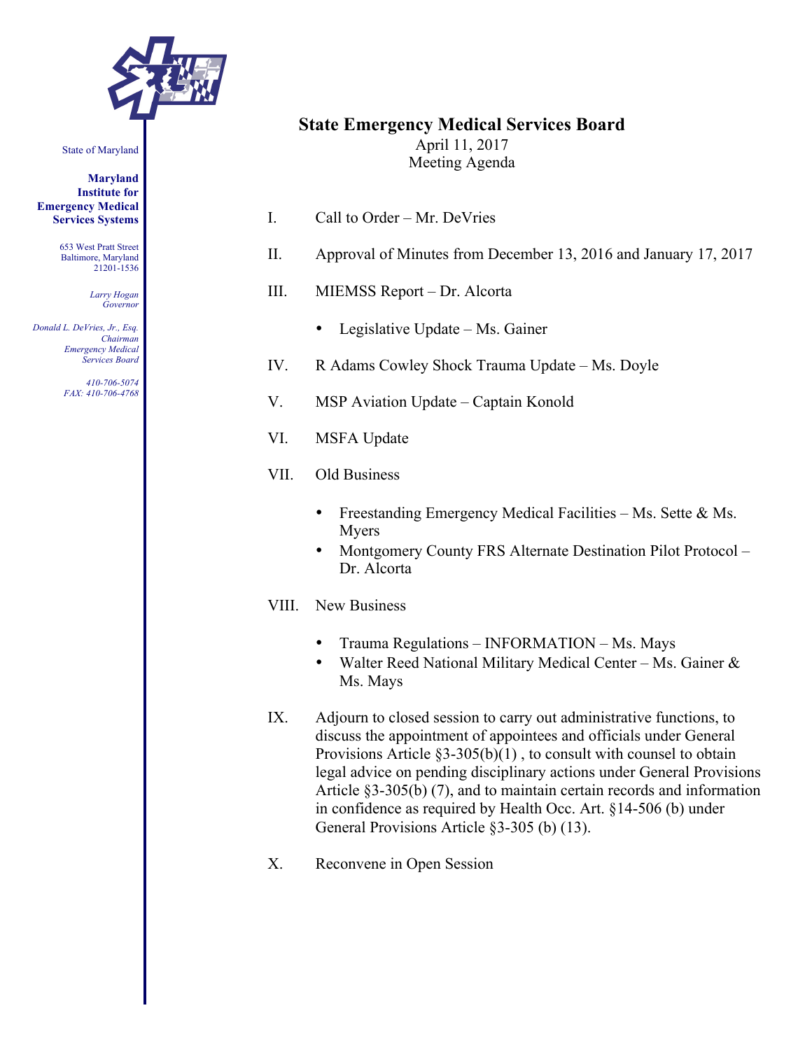State of Maryland

**Maryland Institute for Emergency Medical Services Systems**

653 West Pratt Street
Baltimore, Maryland
21201-1536

*Larry Hogan*
*Governor*

*Donald L. DeVries, Jr., Esq.*
*Chairman*
*Emergency Medical Services Board*

*410-706-5074*
*FAX: 410-706-4768*

# State Emergency Medical Services Board

April 11, 2017
Meeting Agenda

I. Call to Order – Mr. DeVries

II. Approval of Minutes from December 13, 2016 and January 17, 2017

III. MIEMSS Report – Dr. Alcorta

- Legislative Update – Ms. Gainer

IV. R Adams Cowley Shock Trauma Update – Ms. Doyle

V. MSP Aviation Update – Captain Konold

VI. MSFA Update

VII. Old Business

- Freestanding Emergency Medical Facilities – Ms. Sette & Ms. Myers
- Montgomery County FRS Alternate Destination Pilot Protocol – Dr. Alcorta

VIII. New Business

- Trauma Regulations – INFORMATION – Ms. Mays
- Walter Reed National Military Medical Center – Ms. Gainer & Ms. Mays

IX. Adjourn to closed session to carry out administrative functions, to discuss the appointment of appointees and officials under General Provisions Article §3-305(b)(1) , to consult with counsel to obtain legal advice on pending disciplinary actions under General Provisions Article §3-305(b) (7), and to maintain certain records and information in confidence as required by Health Occ. Art. §14-506 (b) under General Provisions Article §3-305 (b) (13).

X. Reconvene in Open Session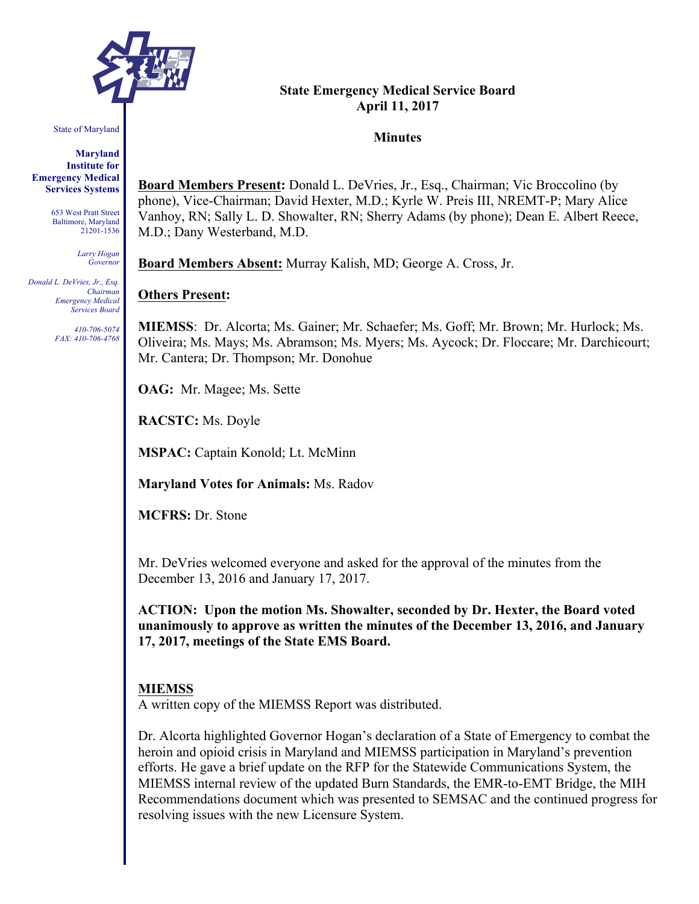State of Maryland

**Maryland Institute for Emergency Medical Services Systems**

653 West Pratt Street
Baltimore, Maryland
21201-1536

*Larry Hogan*
*Governor*

*Donald L. DeVries, Jr., Esq.*
*Chairman*
*Emergency Medical Services Board*

*410-706-5074*
*FAX: 410-706-4768*

# State Emergency Medical Service Board
## April 11, 2017

### Minutes

**Board Members Present:** Donald L. DeVries, Jr., Esq., Chairman; Vic Broccolino (by phone), Vice-Chairman; David Hexter, M.D.; Kyrle W. Preis III, NREMT-P; Mary Alice Vanhoy, RN; Sally L. D. Showalter, RN; Sherry Adams (by phone); Dean E. Albert Reece, M.D.; Dany Westerband, M.D.

**Board Members Absent:** Murray Kalish, MD; George A. Cross, Jr.

**Others Present:**

**MIEMSS**: Dr. Alcorta; Ms. Gainer; Mr. Schaefer; Ms. Goff; Mr. Brown; Mr. Hurlock; Ms. Oliveira; Ms. Mays; Ms. Abramson; Ms. Myers; Ms. Aycock; Dr. Floccare; Mr. Darchicourt; Mr. Cantera; Dr. Thompson; Mr. Donohue

**OAG:** Mr. Magee; Ms. Sette

**RACSTC:** Ms. Doyle

**MSPAC:** Captain Konold; Lt. McMinn

**Maryland Votes for Animals:** Ms. Radov

**MCFRS:** Dr. Stone

Mr. DeVries welcomed everyone and asked for the approval of the minutes from the December 13, 2016 and January 17, 2017.

**ACTION: Upon the motion Ms. Showalter, seconded by Dr. Hexter, the Board voted unanimously to approve as written the minutes of the December 13, 2016, and January 17, 2017, meetings of the State EMS Board.**

**MIEMSS**

A written copy of the MIEMSS Report was distributed.

Dr. Alcorta highlighted Governor Hogan's declaration of a State of Emergency to combat the heroin and opioid crisis in Maryland and MIEMSS participation in Maryland's prevention efforts. He gave a brief update on the RFP for the Statewide Communications System, the MIEMSS internal review of the updated Burn Standards, the EMR-to-EMT Bridge, the MIH Recommendations document which was presented to SEMSAC and the continued progress for resolving issues with the new Licensure System.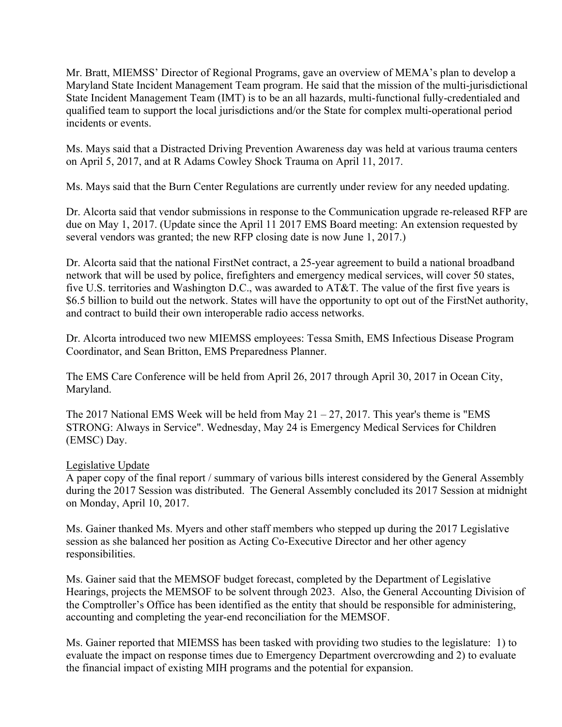Mr. Bratt, MIEMSS' Director of Regional Programs, gave an overview of MEMA's plan to develop a Maryland State Incident Management Team program. He said that the mission of the multi-jurisdictional State Incident Management Team (IMT) is to be an all hazards, multi-functional fully-credentialed and qualified team to support the local jurisdictions and/or the State for complex multi-operational period incidents or events.

Ms. Mays said that a Distracted Driving Prevention Awareness day was held at various trauma centers on April 5, 2017, and at R Adams Cowley Shock Trauma on April 11, 2017.

Ms. Mays said that the Burn Center Regulations are currently under review for any needed updating.

Dr. Alcorta said that vendor submissions in response to the Communication upgrade re-released RFP are due on May 1, 2017. (Update since the April 11 2017 EMS Board meeting: An extension requested by several vendors was granted; the new RFP closing date is now June 1, 2017.)

Dr. Alcorta said that the national FirstNet contract, a 25-year agreement to build a national broadband network that will be used by police, firefighters and emergency medical services, will cover 50 states, five U.S. territories and Washington D.C., was awarded to AT&T. The value of the first five years is $6.5 billion to build out the network. States will have the opportunity to opt out of the FirstNet authority, and contract to build their own interoperable radio access networks.

Dr. Alcorta introduced two new MIEMSS employees: Tessa Smith, EMS Infectious Disease Program Coordinator, and Sean Britton, EMS Preparedness Planner.

The EMS Care Conference will be held from April 26, 2017 through April 30, 2017 in Ocean City, Maryland.

The 2017 National EMS Week will be held from May 21 – 27, 2017. This year's theme is "EMS STRONG: Always in Service". Wednesday, May 24 is Emergency Medical Services for Children (EMSC) Day.

Legislative Update

A paper copy of the final report / summary of various bills interest considered by the General Assembly during the 2017 Session was distributed. The General Assembly concluded its 2017 Session at midnight on Monday, April 10, 2017.

Ms. Gainer thanked Ms. Myers and other staff members who stepped up during the 2017 Legislative session as she balanced her position as Acting Co-Executive Director and her other agency responsibilities.

Ms. Gainer said that the MEMSOF budget forecast, completed by the Department of Legislative Hearings, projects the MEMSOF to be solvent through 2023. Also, the General Accounting Division of the Comptroller's Office has been identified as the entity that should be responsible for administering, accounting and completing the year-end reconciliation for the MEMSOF.

Ms. Gainer reported that MIEMSS has been tasked with providing two studies to the legislature: 1) to evaluate the impact on response times due to Emergency Department overcrowding and 2) to evaluate the financial impact of existing MIH programs and the potential for expansion.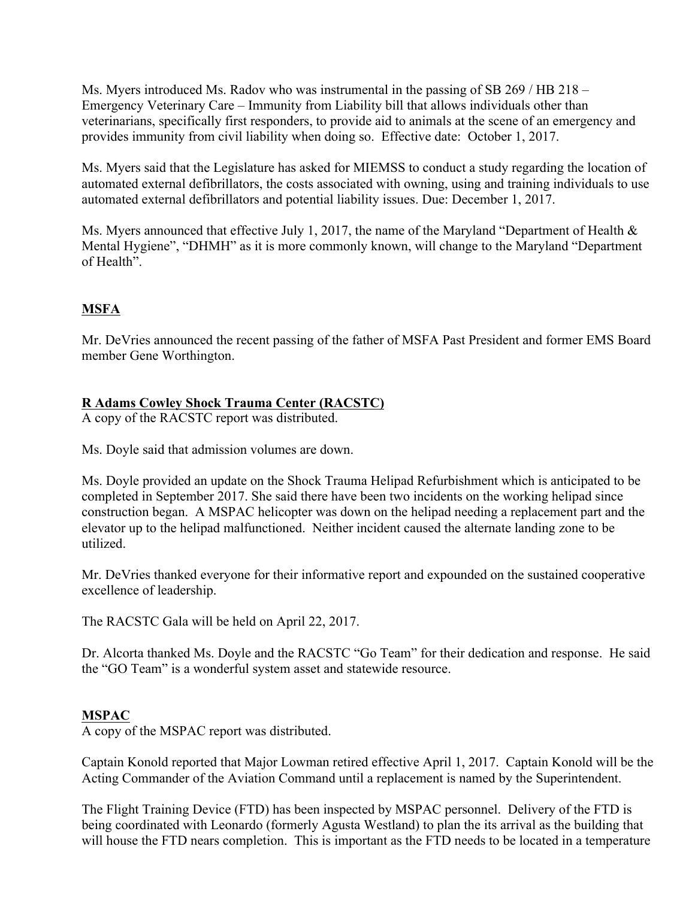Ms. Myers introduced Ms. Radov who was instrumental in the passing of SB 269 / HB 218 – Emergency Veterinary Care – Immunity from Liability bill that allows individuals other than veterinarians, specifically first responders, to provide aid to animals at the scene of an emergency and provides immunity from civil liability when doing so. Effective date: October 1, 2017.

Ms. Myers said that the Legislature has asked for MIEMSS to conduct a study regarding the location of automated external defibrillators, the costs associated with owning, using and training individuals to use automated external defibrillators and potential liability issues. Due: December 1, 2017.

Ms. Myers announced that effective July 1, 2017, the name of the Maryland "Department of Health & Mental Hygiene", "DHMH" as it is more commonly known, will change to the Maryland "Department of Health".

## MSFA

Mr. DeVries announced the recent passing of the father of MSFA Past President and former EMS Board member Gene Worthington.

## R Adams Cowley Shock Trauma Center (RACSTC)

A copy of the RACSTC report was distributed.

Ms. Doyle said that admission volumes are down.

Ms. Doyle provided an update on the Shock Trauma Helipad Refurbishment which is anticipated to be completed in September 2017. She said there have been two incidents on the working helipad since construction began. A MSPAC helicopter was down on the helipad needing a replacement part and the elevator up to the helipad malfunctioned. Neither incident caused the alternate landing zone to be utilized.

Mr. DeVries thanked everyone for their informative report and expounded on the sustained cooperative excellence of leadership.

The RACSTC Gala will be held on April 22, 2017.

Dr. Alcorta thanked Ms. Doyle and the RACSTC "Go Team" for their dedication and response. He said the "GO Team" is a wonderful system asset and statewide resource.

## MSPAC

A copy of the MSPAC report was distributed.

Captain Konold reported that Major Lowman retired effective April 1, 2017. Captain Konold will be the Acting Commander of the Aviation Command until a replacement is named by the Superintendent.

The Flight Training Device (FTD) has been inspected by MSPAC personnel. Delivery of the FTD is being coordinated with Leonardo (formerly Agusta Westland) to plan the its arrival as the building that will house the FTD nears completion. This is important as the FTD needs to be located in a temperature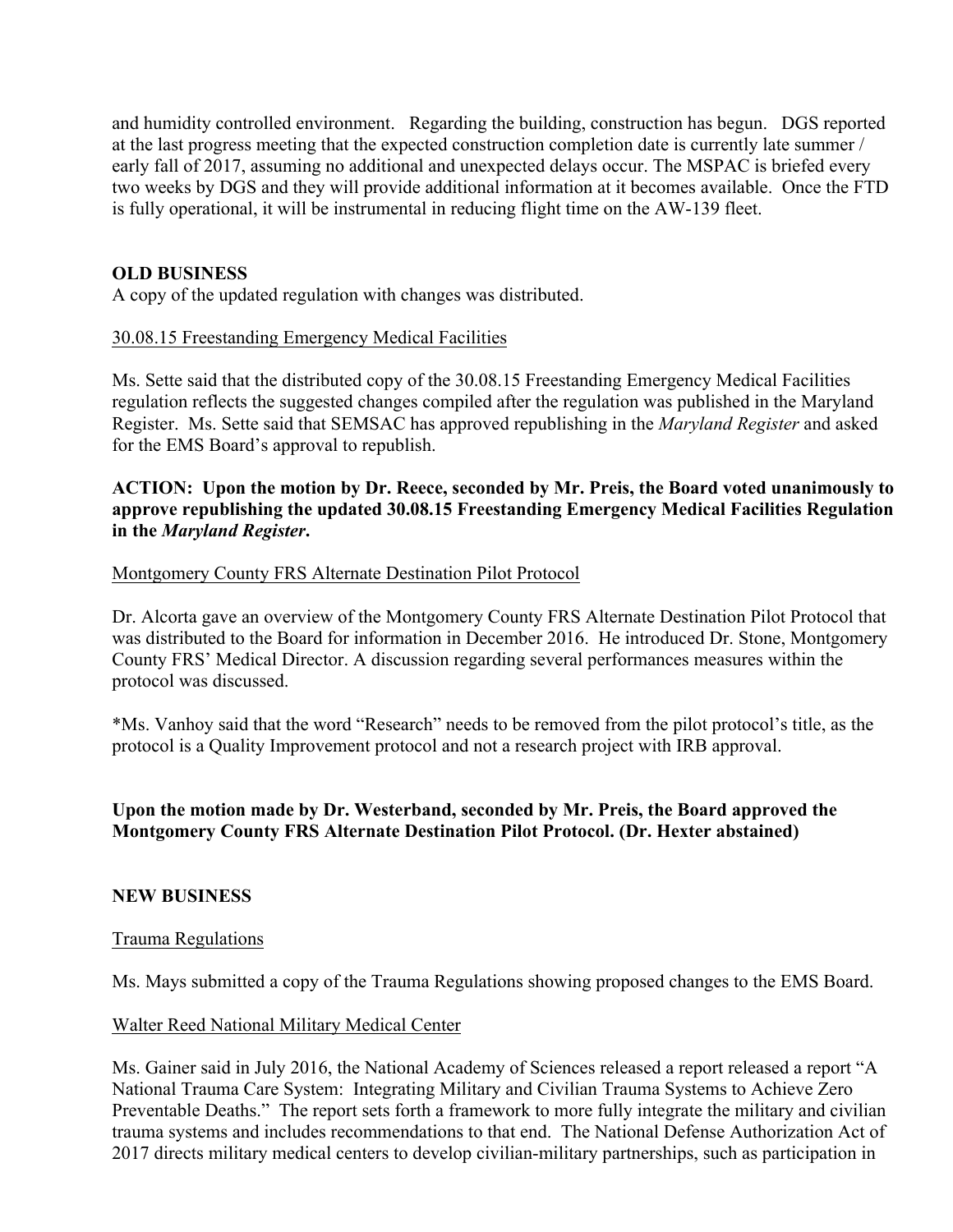and humidity controlled environment. Regarding the building, construction has begun. DGS reported at the last progress meeting that the expected construction completion date is currently late summer / early fall of 2017, assuming no additional and unexpected delays occur. The MSPAC is briefed every two weeks by DGS and they will provide additional information at it becomes available. Once the FTD is fully operational, it will be instrumental in reducing flight time on the AW-139 fleet.

**OLD BUSINESS**

A copy of the updated regulation with changes was distributed.

30.08.15 Freestanding Emergency Medical Facilities

Ms. Sette said that the distributed copy of the 30.08.15 Freestanding Emergency Medical Facilities regulation reflects the suggested changes compiled after the regulation was published in the Maryland Register. Ms. Sette said that SEMSAC has approved republishing in the *Maryland Register* and asked for the EMS Board's approval to republish.

**ACTION: Upon the motion by Dr. Reece, seconded by Mr. Preis, the Board voted unanimously to approve republishing the updated 30.08.15 Freestanding Emergency Medical Facilities Regulation in the *Maryland Register*.**

Montgomery County FRS Alternate Destination Pilot Protocol

Dr. Alcorta gave an overview of the Montgomery County FRS Alternate Destination Pilot Protocol that was distributed to the Board for information in December 2016. He introduced Dr. Stone, Montgomery County FRS' Medical Director. A discussion regarding several performances measures within the protocol was discussed.

*Ms. Vanhoy said that the word "Research" needs to be removed from the pilot protocol's title, as the protocol is a Quality Improvement protocol and not a research project with IRB approval.

**Upon the motion made by Dr. Westerband, seconded by Mr. Preis, the Board approved the Montgomery County FRS Alternate Destination Pilot Protocol. (Dr. Hexter abstained)**

**NEW BUSINESS**

Trauma Regulations

Ms. Mays submitted a copy of the Trauma Regulations showing proposed changes to the EMS Board.

Walter Reed National Military Medical Center

Ms. Gainer said in July 2016, the National Academy of Sciences released a report released a report "A National Trauma Care System: Integrating Military and Civilian Trauma Systems to Achieve Zero Preventable Deaths." The report sets forth a framework to more fully integrate the military and civilian trauma systems and includes recommendations to that end. The National Defense Authorization Act of 2017 directs military medical centers to develop civilian-military partnerships, such as participation in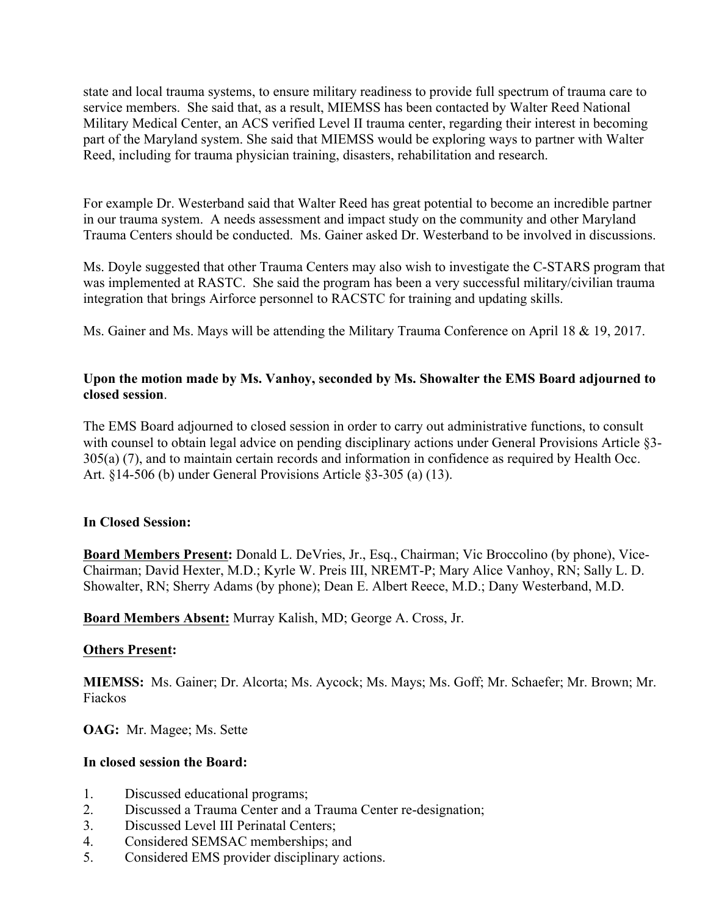state and local trauma systems, to ensure military readiness to provide full spectrum of trauma care to service members. She said that, as a result, MIEMSS has been contacted by Walter Reed National Military Medical Center, an ACS verified Level II trauma center, regarding their interest in becoming part of the Maryland system. She said that MIEMSS would be exploring ways to partner with Walter Reed, including for trauma physician training, disasters, rehabilitation and research.

For example Dr. Westerband said that Walter Reed has great potential to become an incredible partner in our trauma system. A needs assessment and impact study on the community and other Maryland Trauma Centers should be conducted. Ms. Gainer asked Dr. Westerband to be involved in discussions.

Ms. Doyle suggested that other Trauma Centers may also wish to investigate the C-STARS program that was implemented at RASTC. She said the program has been a very successful military/civilian trauma integration that brings Airforce personnel to RACSTC for training and updating skills.

Ms. Gainer and Ms. Mays will be attending the Military Trauma Conference on April 18 & 19, 2017.

**Upon the motion made by Ms. Vanhoy, seconded by Ms. Showalter the EMS Board adjourned to closed session**.

The EMS Board adjourned to closed session in order to carry out administrative functions, to consult with counsel to obtain legal advice on pending disciplinary actions under General Provisions Article §3-305(a) (7), and to maintain certain records and information in confidence as required by Health Occ. Art. §14-506 (b) under General Provisions Article §3-305 (a) (13).

**In Closed Session:**

**Board Members Present:** Donald L. DeVries, Jr., Esq., Chairman; Vic Broccolino (by phone), Vice-Chairman; David Hexter, M.D.; Kyrle W. Preis III, NREMT-P; Mary Alice Vanhoy, RN; Sally L. D. Showalter, RN; Sherry Adams (by phone); Dean E. Albert Reece, M.D.; Dany Westerband, M.D.

**Board Members Absent:** Murray Kalish, MD; George A. Cross, Jr.

**Others Present:**

**MIEMSS:** Ms. Gainer; Dr. Alcorta; Ms. Aycock; Ms. Mays; Ms. Goff; Mr. Schaefer; Mr. Brown; Mr. Fiackos

**OAG:** Mr. Magee; Ms. Sette

**In closed session the Board:**

1. Discussed educational programs;
2. Discussed a Trauma Center and a Trauma Center re-designation;
3. Discussed Level III Perinatal Centers;
4. Considered SEMSAC memberships; and
5. Considered EMS provider disciplinary actions.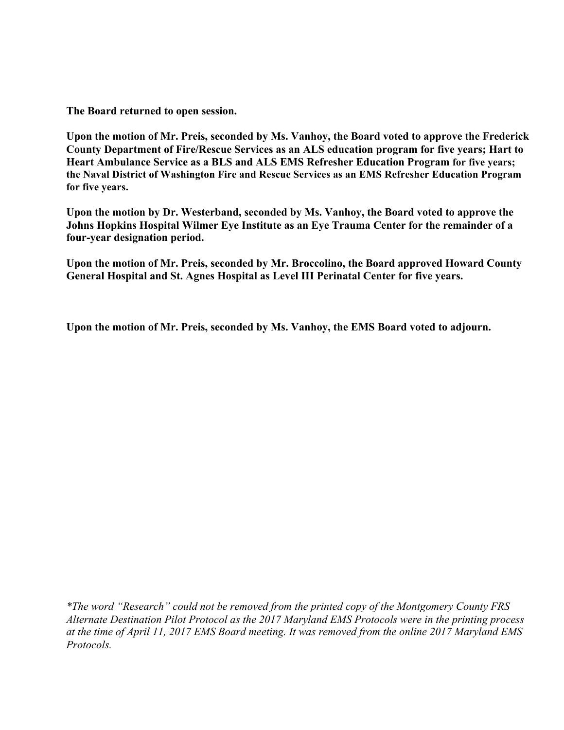**The Board returned to open session.**

**Upon the motion of Mr. Preis, seconded by Ms. Vanhoy, the Board voted to approve the Frederick County Department of Fire/Rescue Services as an ALS education program for five years; Hart to Heart Ambulance Service as a BLS and ALS EMS Refresher Education Program for five years; the Naval District of Washington Fire and Rescue Services as an EMS Refresher Education Program for five years.**

**Upon the motion by Dr. Westerband, seconded by Ms. Vanhoy, the Board voted to approve the Johns Hopkins Hospital Wilmer Eye Institute as an Eye Trauma Center for the remainder of a four-year designation period.**

**Upon the motion of Mr. Preis, seconded by Mr. Broccolino, the Board approved Howard County General Hospital and St. Agnes Hospital as Level III Perinatal Center for five years.**

**Upon the motion of Mr. Preis, seconded by Ms. Vanhoy, the EMS Board voted to adjourn.**

*\*The word "Research" could not be removed from the printed copy of the Montgomery County FRS Alternate Destination Pilot Protocol as the 2017 Maryland EMS Protocols were in the printing process at the time of April 11, 2017 EMS Board meeting. It was removed from the online 2017 Maryland EMS Protocols.*